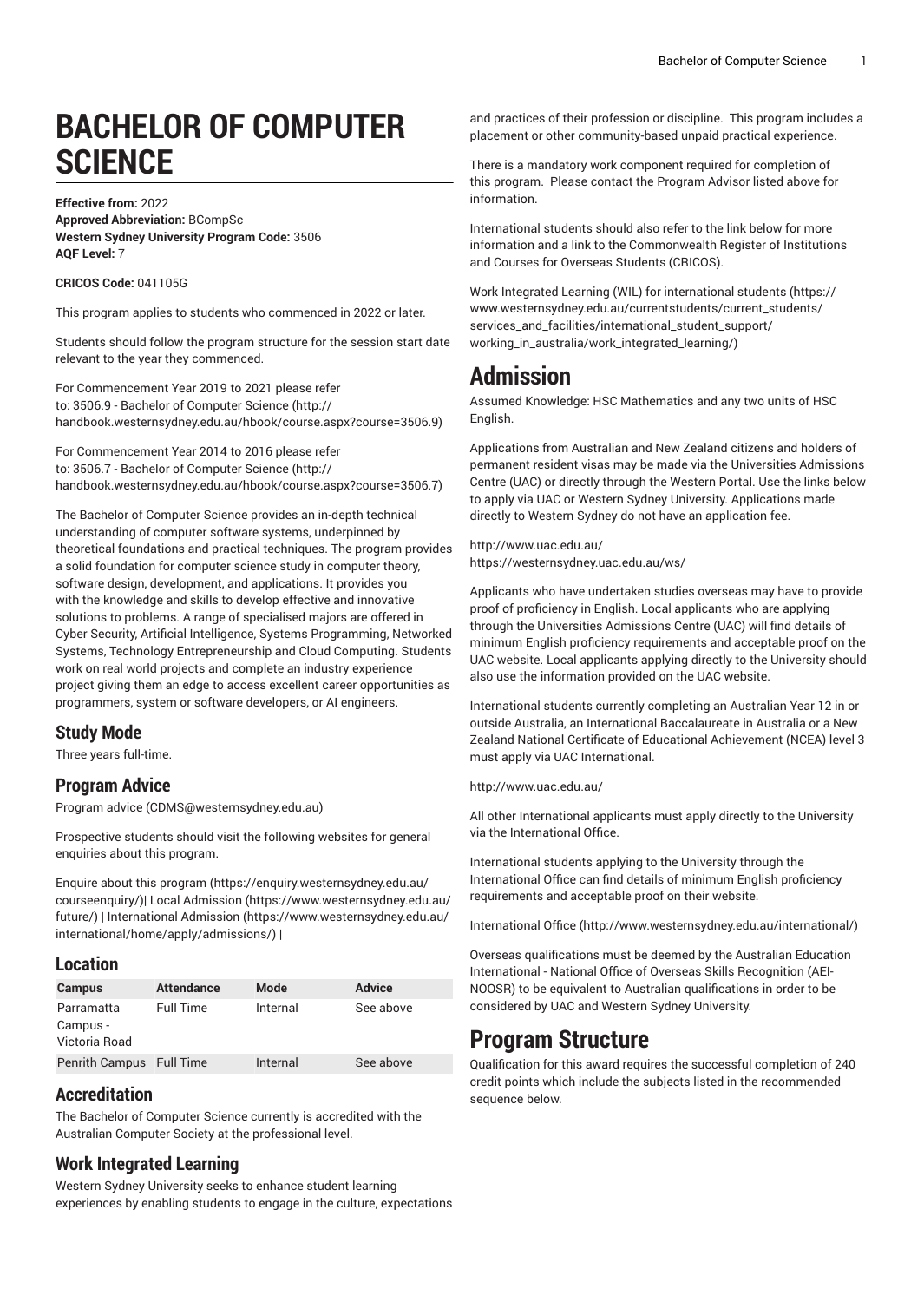# BACHELOR OF COMPUTER SCIENCE

**Effective from:** 2022
**Approved Abbreviation:** BCompSc
**Western Sydney University Program Code:** 3506
**AQF Level:** 7

**CRICOS Code:** 041105G

This program applies to students who commenced in 2022 or later.

Students should follow the program structure for the session start date relevant to the year they commenced.

For Commencement Year 2019 to 2021 please refer to: 3506.9 - Bachelor of Computer Science (http://handbook.westernsydney.edu.au/hbook/course.aspx?course=3506.9)

For Commencement Year 2014 to 2016 please refer to: 3506.7 - Bachelor of Computer Science (http://handbook.westernsydney.edu.au/hbook/course.aspx?course=3506.7)

The Bachelor of Computer Science provides an in-depth technical understanding of computer software systems, underpinned by theoretical foundations and practical techniques. The program provides a solid foundation for computer science study in computer theory, software design, development, and applications. It provides you with the knowledge and skills to develop effective and innovative solutions to problems. A range of specialised majors are offered in Cyber Security, Artificial Intelligence, Systems Programming, Networked Systems, Technology Entrepreneurship and Cloud Computing. Students work on real world projects and complete an industry experience project giving them an edge to access excellent career opportunities as programmers, system or software developers, or AI engineers.

## Study Mode

Three years full-time.

## Program Advice

Program advice (CDMS@westernsydney.edu.au)

Prospective students should visit the following websites for general enquiries about this program.

Enquire about this program (https://enquiry.westernsydney.edu.au/courseenquiry/)| Local Admission (https://www.westernsydney.edu.au/future/) | International Admission (https://www.westernsydney.edu.au/international/home/apply/admissions/) |

## Location

| Campus | Attendance | Mode | Advice |
|---|---|---|---|
| Parramatta Campus - Victoria Road | Full Time | Internal | See above |
| Penrith Campus | Full Time | Internal | See above |

## Accreditation

The Bachelor of Computer Science currently is accredited with the Australian Computer Society at the professional level.

## Work Integrated Learning

Western Sydney University seeks to enhance student learning experiences by enabling students to engage in the culture, expectations and practices of their profession or discipline. This program includes a placement or other community-based unpaid practical experience.

There is a mandatory work component required for completion of this program. Please contact the Program Advisor listed above for information.

International students should also refer to the link below for more information and a link to the Commonwealth Register of Institutions and Courses for Overseas Students (CRICOS).

Work Integrated Learning (WIL) for international students (https://www.westernsydney.edu.au/currentstudents/current_students/services_and_facilities/international_student_support/working_in_australia/work_integrated_learning/)

# Admission

Assumed Knowledge: HSC Mathematics and any two units of HSC English.

Applications from Australian and New Zealand citizens and holders of permanent resident visas may be made via the Universities Admissions Centre (UAC) or directly through the Western Portal. Use the links below to apply via UAC or Western Sydney University. Applications made directly to Western Sydney do not have an application fee.

http://www.uac.edu.au/
https://westernsydney.uac.edu.au/ws/

Applicants who have undertaken studies overseas may have to provide proof of proficiency in English. Local applicants who are applying through the Universities Admissions Centre (UAC) will find details of minimum English proficiency requirements and acceptable proof on the UAC website. Local applicants applying directly to the University should also use the information provided on the UAC website.

International students currently completing an Australian Year 12 in or outside Australia, an International Baccalaureate in Australia or a New Zealand National Certificate of Educational Achievement (NCEA) level 3 must apply via UAC International.

http://www.uac.edu.au/

All other International applicants must apply directly to the University via the International Office.

International students applying to the University through the International Office can find details of minimum English proficiency requirements and acceptable proof on their website.

International Office (http://www.westernsydney.edu.au/international/)

Overseas qualifications must be deemed by the Australian Education International - National Office of Overseas Skills Recognition (AEI-NOOSR) to be equivalent to Australian qualifications in order to be considered by UAC and Western Sydney University.

# Program Structure

Qualification for this award requires the successful completion of 240 credit points which include the subjects listed in the recommended sequence below.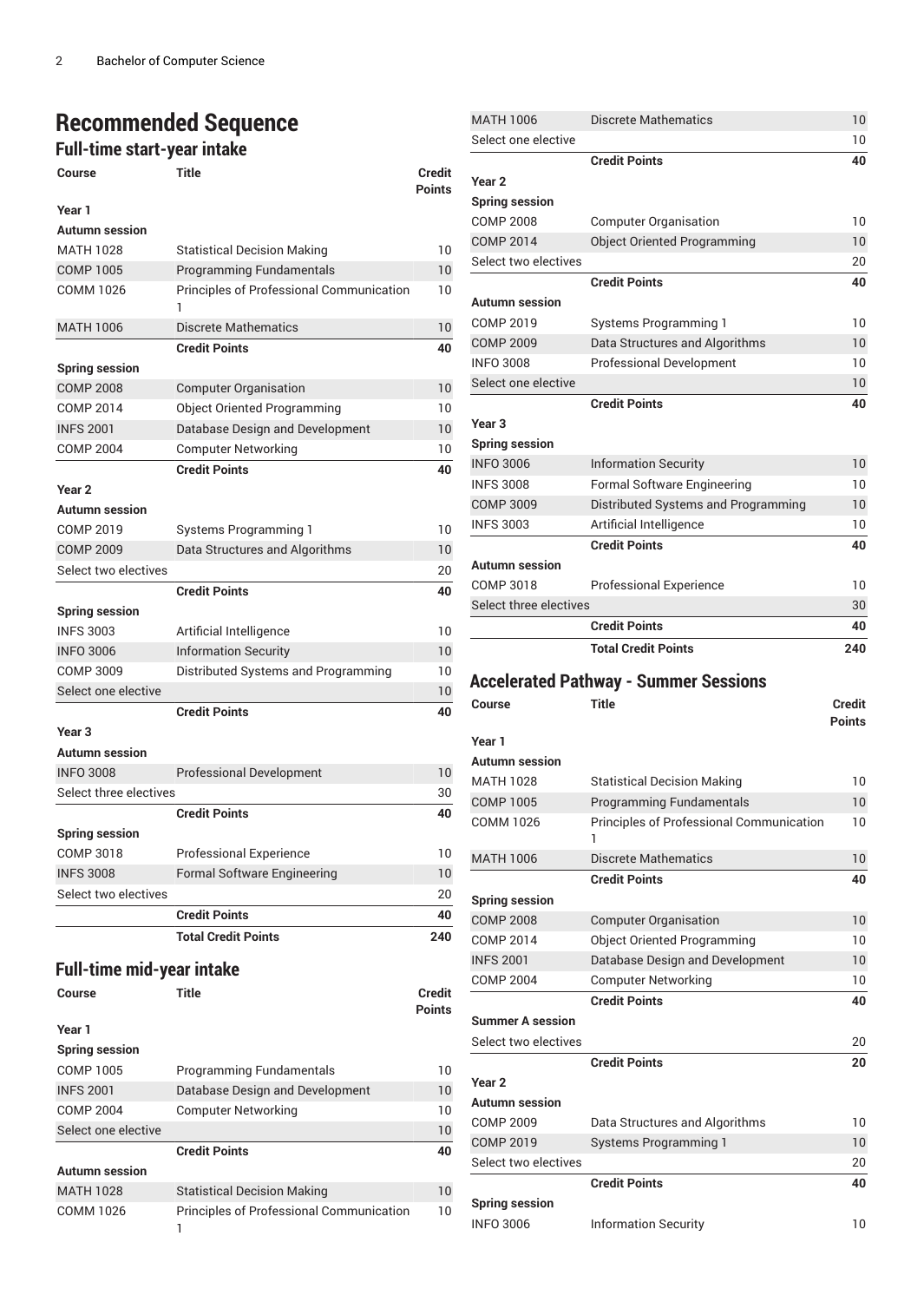# Recommended Sequence

## Full-time start-year intake

| Course | Title | Credit Points |
|---|---|---|
| **Year 1** | | |
| **Autumn session** | | |
| MATH 1028 | Statistical Decision Making | 10 |
| COMP 1005 | Programming Fundamentals | 10 |
| COMM 1026 | Principles of Professional Communication 1 | 10 |
| MATH 1006 | Discrete Mathematics | 10 |
| | **Credit Points** | **40** |
| **Spring session** | | |
| COMP 2008 | Computer Organisation | 10 |
| COMP 2014 | Object Oriented Programming | 10 |
| INFS 2001 | Database Design and Development | 10 |
| COMP 2004 | Computer Networking | 10 |
| | **Credit Points** | **40** |
| **Year 2** | | |
| **Autumn session** | | |
| COMP 2019 | Systems Programming 1 | 10 |
| COMP 2009 | Data Structures and Algorithms | 10 |
| Select two electives | | 20 |
| | **Credit Points** | **40** |
| **Spring session** | | |
| INFS 3003 | Artificial Intelligence | 10 |
| INFO 3006 | Information Security | 10 |
| COMP 3009 | Distributed Systems and Programming | 10 |
| Select one elective | | 10 |
| | **Credit Points** | **40** |
| **Year 3** | | |
| **Autumn session** | | |
| INFO 3008 | Professional Development | 10 |
| Select three electives | | 30 |
| | **Credit Points** | **40** |
| **Spring session** | | |
| COMP 3018 | Professional Experience | 10 |
| INFS 3008 | Formal Software Engineering | 10 |
| Select two electives | | 20 |
| | **Credit Points** | **40** |
| | **Total Credit Points** | **240** |

## Full-time mid-year intake

| Course | Title | Credit Points |
|---|---|---|
| **Year 1** | | |
| **Spring session** | | |
| COMP 1005 | Programming Fundamentals | 10 |
| INFS 2001 | Database Design and Development | 10 |
| COMP 2004 | Computer Networking | 10 |
| Select one elective | | 10 |
| | **Credit Points** | **40** |
| **Autumn session** | | |
| MATH 1028 | Statistical Decision Making | 10 |
| COMM 1026 | Principles of Professional Communication 1 | 10 |
| MATH 1006 | Discrete Mathematics | 10 |
| Select one elective | | 10 |
| | **Credit Points** | **40** |
| **Year 2** | | |
| **Spring session** | | |
| COMP 2008 | Computer Organisation | 10 |
| COMP 2014 | Object Oriented Programming | 10 |
| Select two electives | | 20 |
| | **Credit Points** | **40** |
| **Autumn session** | | |
| COMP 2019 | Systems Programming 1 | 10 |
| COMP 2009 | Data Structures and Algorithms | 10 |
| INFO 3008 | Professional Development | 10 |
| Select one elective | | 10 |
| | **Credit Points** | **40** |
| **Year 3** | | |
| **Spring session** | | |
| INFO 3006 | Information Security | 10 |
| INFS 3008 | Formal Software Engineering | 10 |
| COMP 3009 | Distributed Systems and Programming | 10 |
| INFS 3003 | Artificial Intelligence | 10 |
| | **Credit Points** | **40** |
| **Autumn session** | | |
| COMP 3018 | Professional Experience | 10 |
| Select three electives | | 30 |
| | **Credit Points** | **40** |
| | **Total Credit Points** | **240** |

## Accelerated Pathway - Summer Sessions

| Course | Title | Credit Points |
|---|---|---|
| **Year 1** | | |
| **Autumn session** | | |
| MATH 1028 | Statistical Decision Making | 10 |
| COMP 1005 | Programming Fundamentals | 10 |
| COMM 1026 | Principles of Professional Communication 1 | 10 |
| MATH 1006 | Discrete Mathematics | 10 |
| | **Credit Points** | **40** |
| **Spring session** | | |
| COMP 2008 | Computer Organisation | 10 |
| COMP 2014 | Object Oriented Programming | 10 |
| INFS 2001 | Database Design and Development | 10 |
| COMP 2004 | Computer Networking | 10 |
| | **Credit Points** | **40** |
| **Summer A session** | | |
| Select two electives | | 20 |
| | **Credit Points** | **20** |
| **Year 2** | | |
| **Autumn session** | | |
| COMP 2009 | Data Structures and Algorithms | 10 |
| COMP 2019 | Systems Programming 1 | 10 |
| Select two electives | | 20 |
| | **Credit Points** | **40** |
| **Spring session** | | |
| INFO 3006 | Information Security | 10 |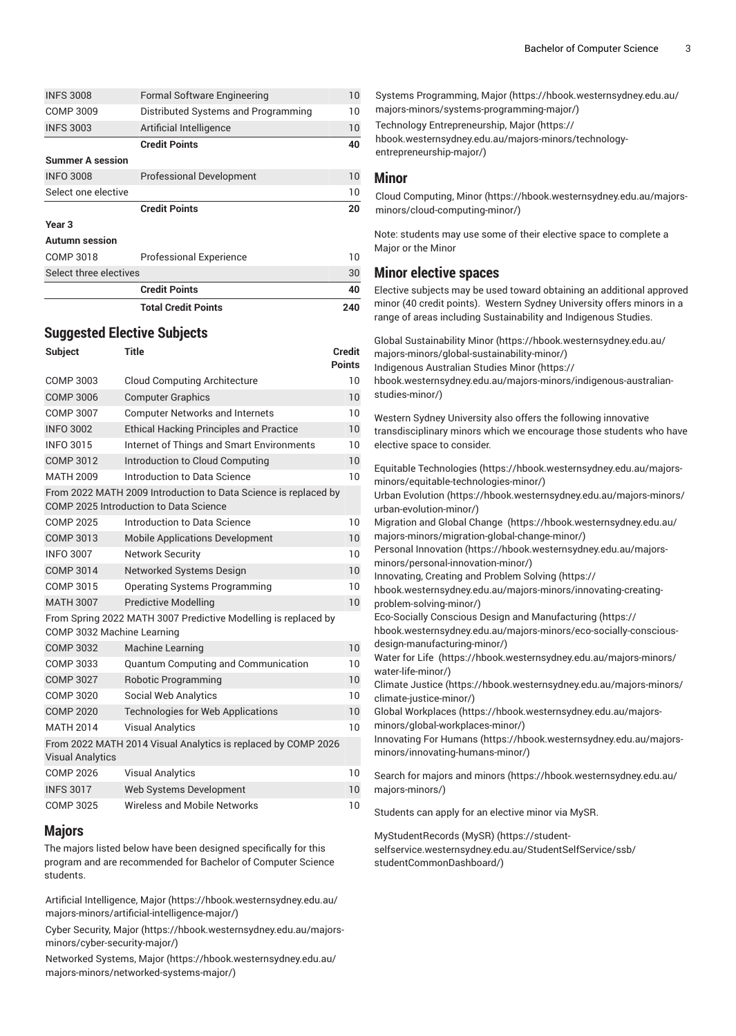| | | |
|---|---|---|
| INFS 3008 | Formal Software Engineering | 10 |
| COMP 3009 | Distributed Systems and Programming | 10 |
| INFS 3003 | Artificial Intelligence | 10 |
| | **Credit Points** | **40** |
| **Summer A session** | | |
| INFO 3008 | Professional Development | 10 |
| Select one elective | | 10 |
| | **Credit Points** | **20** |
| **Year 3** | | |
| **Autumn session** | | |
| COMP 3018 | Professional Experience | 10 |
| Select three electives | | 30 |
| | **Credit Points** | **40** |
| | **Total Credit Points** | **240** |

## Suggested Elective Subjects

| Subject | Title | Credit Points |
|---|---|---|
| COMP 3003 | Cloud Computing Architecture | 10 |
| COMP 3006 | Computer Graphics | 10 |
| COMP 3007 | Computer Networks and Internets | 10 |
| INFO 3002 | Ethical Hacking Principles and Practice | 10 |
| INFO 3015 | Internet of Things and Smart Environments | 10 |
| COMP 3012 | Introduction to Cloud Computing | 10 |
| MATH 2009 | Introduction to Data Science | 10 |
| From 2022 MATH 2009 Introduction to Data Science is replaced by COMP 2025 Introduction to Data Science | | |
| COMP 2025 | Introduction to Data Science | 10 |
| COMP 3013 | Mobile Applications Development | 10 |
| INFO 3007 | Network Security | 10 |
| COMP 3014 | Networked Systems Design | 10 |
| COMP 3015 | Operating Systems Programming | 10 |
| MATH 3007 | Predictive Modelling | 10 |
| From Spring 2022 MATH 3007 Predictive Modelling is replaced by COMP 3032 Machine Learning | | |
| COMP 3032 | Machine Learning | 10 |
| COMP 3033 | Quantum Computing and Communication | 10 |
| COMP 3027 | Robotic Programming | 10 |
| COMP 3020 | Social Web Analytics | 10 |
| COMP 2020 | Technologies for Web Applications | 10 |
| MATH 2014 | Visual Analytics | 10 |
| From 2022 MATH 2014 Visual Analytics is replaced by COMP 2026 Visual Analytics | | |
| COMP 2026 | Visual Analytics | 10 |
| INFS 3017 | Web Systems Development | 10 |
| COMP 3025 | Wireless and Mobile Networks | 10 |

## Majors

The majors listed below have been designed specifically for this program and are recommended for Bachelor of Computer Science students.

Artificial Intelligence, Major (https://hbook.westernsydney.edu.au/majors-minors/artificial-intelligence-major/)

Cyber Security, Major (https://hbook.westernsydney.edu.au/majors-minors/cyber-security-major/)

Networked Systems, Major (https://hbook.westernsydney.edu.au/majors-minors/networked-systems-major/)

Systems Programming, Major (https://hbook.westernsydney.edu.au/majors-minors/systems-programming-major/)

Technology Entrepreneurship, Major (https://hbook.westernsydney.edu.au/majors-minors/technology-entrepreneurship-major/)

## Minor

Cloud Computing, Minor (https://hbook.westernsydney.edu.au/majors-minors/cloud-computing-minor/)

Note: students may use some of their elective space to complete a Major or the Minor

## Minor elective spaces

Elective subjects may be used toward obtaining an additional approved minor (40 credit points). Western Sydney University offers minors in a range of areas including Sustainability and Indigenous Studies.

Global Sustainability Minor (https://hbook.westernsydney.edu.au/majors-minors/global-sustainability-minor/)
Indigenous Australian Studies Minor (https://hbook.westernsydney.edu.au/majors-minors/indigenous-australian-studies-minor/)

Western Sydney University also offers the following innovative transdisciplinary minors which we encourage those students who have elective space to consider.

Equitable Technologies (https://hbook.westernsydney.edu.au/majors-minors/equitable-technologies-minor/)
Urban Evolution (https://hbook.westernsydney.edu.au/majors-minors/urban-evolution-minor/)
Migration and Global Change (https://hbook.westernsydney.edu.au/majors-minors/migration-global-change-minor/)
Personal Innovation (https://hbook.westernsydney.edu.au/majors-minors/personal-innovation-minor/)
Innovating, Creating and Problem Solving (https://hbook.westernsydney.edu.au/majors-minors/innovating-creating-problem-solving-minor/)
Eco-Socially Conscious Design and Manufacturing (https://hbook.westernsydney.edu.au/majors-minors/eco-socially-conscious-design-manufacturing-minor/)
Water for Life (https://hbook.westernsydney.edu.au/majors-minors/water-life-minor/)
Climate Justice (https://hbook.westernsydney.edu.au/majors-minors/climate-justice-minor/)
Global Workplaces (https://hbook.westernsydney.edu.au/majors-minors/global-workplaces-minor/)
Innovating For Humans (https://hbook.westernsydney.edu.au/majors-minors/innovating-humans-minor/)

Search for majors and minors (https://hbook.westernsydney.edu.au/majors-minors/)

Students can apply for an elective minor via MySR.

MyStudentRecords (MySR) (https://student-selfservice.westernsydney.edu.au/StudentSelfService/ssb/studentCommonDashboard/)